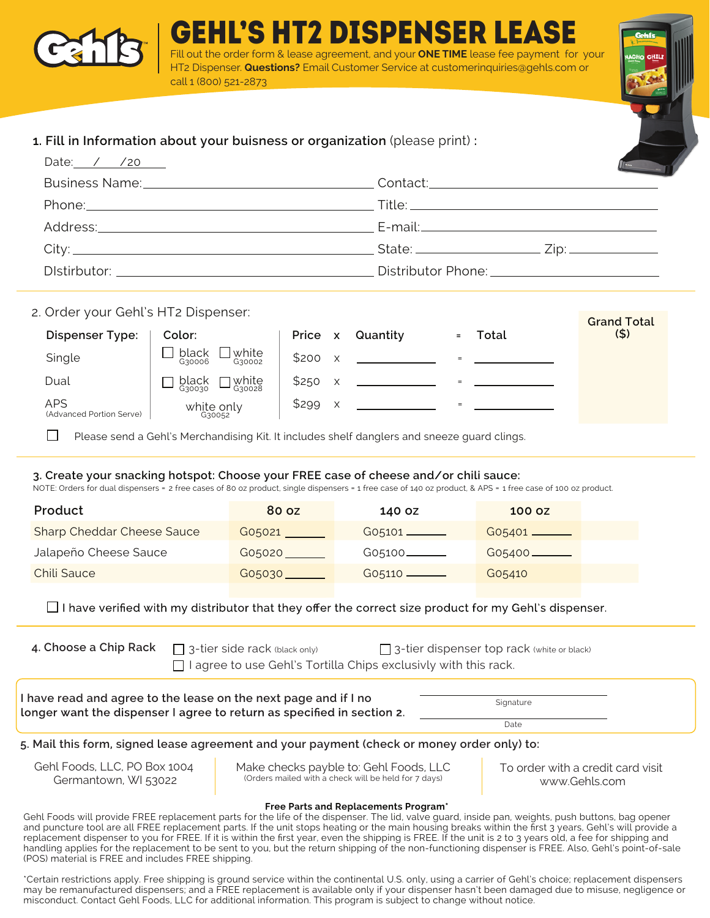# GEHL'S HT2 DISPENSER LEASE

Fill out the order form & lease agreement, and your **ONE TIME** lease fee payment for your HT2 Dispenser. **Questions?** Email Customer Service at customerinquiries@gehls.com or call 1 (800) 521-2873

**1. Fill in Information about your buisness or organization** (please print) :

Date:\_\_\_/\_\_\_/20\_\_\_

Business Name:\_\_\_\_\_\_\_\_\_\_\_\_\_\_\_\_\_\_\_\_ Contact:\_\_\_\_\_\_\_\_\_\_\_\_\_\_\_\_\_\_\_\_

Phone:\_\_\_\_\_\_\_\_\_\_\_\_\_\_\_\_\_\_\_\_ Title:\_\_\_\_\_\_\_\_\_\_\_\_\_\_\_\_\_\_\_\_

Address:\_\_\_\_\_\_\_\_\_\_\_\_\_\_\_\_\_\_\_\_ E-mail:\_\_\_\_\_\_\_\_\_\_\_\_\_\_\_\_\_\_\_\_

City:\_\_\_\_\_\_\_\_\_\_\_\_\_\_\_\_\_\_\_\_ State:\_\_\_\_\_\_\_\_\_\_ Zip:\_\_\_\_\_\_\_\_\_\_

DIstributor:\_\_\_\_\_\_\_\_\_\_\_\_\_\_\_\_\_\_\_\_ Distributor Phone:\_\_\_\_\_\_\_\_\_\_\_\_\_\_\_\_\_\_\_\_

2. Order your Gehl's HT2 Dispenser:

| Dispenser Type: | Color: | Price | x | Quantity | = | Total |
|---|---|---|---|---|---|---|
| Single | ☐ black G30006 ☐ white G30002 | $200 | x | \_\_\_\_\_\_ | = | \_\_\_\_\_\_ |
| Dual | ☐ black G30030 ☐ white G30028 | $250 | x | \_\_\_\_\_\_ | = | \_\_\_\_\_\_ |
| APS (Advanced Portion Serve) | white only G30052 | $299 | x | \_\_\_\_\_\_ | = | \_\_\_\_\_\_ |

**Grand Total ($)**

☐ Please send a Gehl's Merchandising Kit. It includes shelf danglers and sneeze guard clings.

**3. Create your snacking hotspot: Choose your FREE case of cheese and/or chili sauce:**

NOTE: Orders for dual dispensers = 2 free cases of 80 oz product, single dispensers = 1 free case of 140 oz product, & APS = 1 free case of 100 oz product.

| Product | 80 oz | 140 oz | 100 oz |
|---|---|---|---|
| Sharp Cheddar Cheese Sauce | G05021 \_\_\_\_\_\_ | G05101 \_\_\_\_\_\_ | G05401 \_\_\_\_\_\_ |
| Jalapeño Cheese Sauce | G05020 \_\_\_\_\_\_ | G05100 \_\_\_\_\_\_ | G05400 \_\_\_\_\_\_ |
| Chili Sauce | G05030 \_\_\_\_\_\_ | G05110 \_\_\_\_\_\_ | G05410 |

☐ I have verified with my distributor that they offer the correct size product for my Gehl's dispenser.

**4. Choose a Chip Rack** ☐ 3-tier side rack (black only) ☐ 3-tier dispenser top rack (white or black)

☐ I agree to use Gehl's Tortilla Chips exclusivly with this rack.

**I have read and agree to the lease on the next page and if I no longer want the dispenser I agree to return as specified in section 2.**

\_\_\_\_\_\_\_\_\_\_\_\_\_\_\_\_\_\_\_\_
Signature

\_\_\_\_\_\_\_\_\_\_\_\_\_\_\_\_\_\_\_\_
Date

**5. Mail this form, signed lease agreement and your payment (check or money order only) to:**

Gehl Foods, LLC, PO Box 1004
Germantown, WI 53022

Make checks payble to: Gehl Foods, LLC
(Orders mailed with a check will be held for 7 days)

To order with a credit card visit www.Gehls.com

**Free Parts and Replacements Program***

Gehl Foods will provide FREE replacement parts for the life of the dispenser. The lid, valve guard, inside pan, weights, push buttons, bag opener and puncture tool are all FREE replacement parts. If the unit stops heating or the main housing breaks within the first 3 years, Gehl's will provide a replacement dispenser to you for FREE. If it is within the first year, even the shipping is FREE. If the unit is 2 to 3 years old, a fee for shipping and handling applies for the replacement to be sent to you, but the return shipping of the non-functioning dispenser is FREE. Also, Gehl's point-of-sale (POS) material is FREE and includes FREE shipping.

*Certain restrictions apply. Free shipping is ground service within the continental U.S. only, using a carrier of Gehl's choice; replacement dispensers may be remanufactured dispensers; and a FREE replacement is available only if your dispenser hasn't been damaged due to misuse, negligence or misconduct. Contact Gehl Foods, LLC for additional information. This program is subject to change without notice.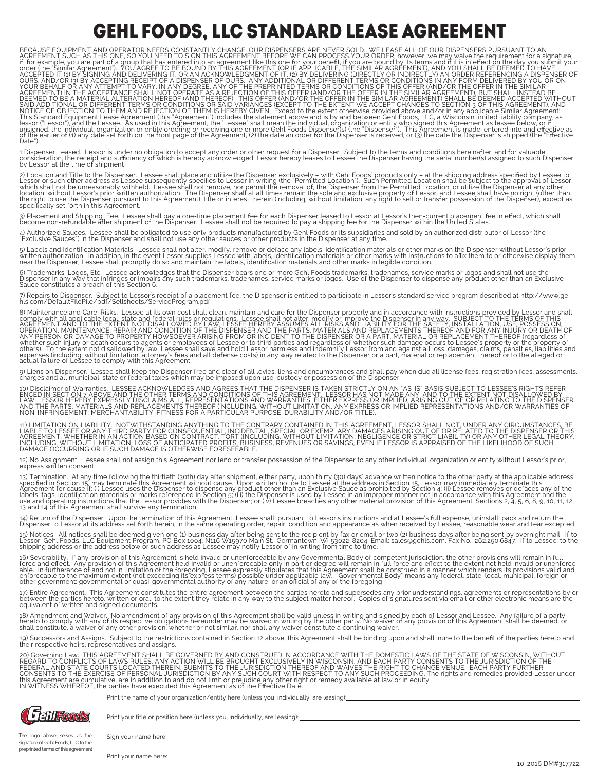# GEHL FOODS, LLC STANDARD LEASE AGREEMENT

BECAUSE EQUIPMENT AND OPERATOR NEEDS CONSTANTLY CHANGE, OUR DISPENSERS ARE NEVER SOLD. WE LEASE ALL OF OUR DISPENSERS PURSUANT TO AN AGREEMENT SUCH AS THIS ONE, SO YOU NEED TO SIGN THIS AGREEMENT BEFORE WE CAN PROCESS YOUR ORDER; however, we may waive the requirement for a signature, if, for example, you are part of a group that has entered into an agreement like this one for your benefit, if you are bound by its terms and if it is in effect on the day you submit your order (the "Similar Agreement"). YOU AGREE TO BE BOUND BY THIS AGREEMENT (OR IF APPLICABLE, THE SIMILAR AGREEMENT), AND YOU SHALL BE DEEMED TO HAVE ACCEPTED IT (1) BY SIGNING AND DELIVERING IT, OR AN ACKNOWLEDGMENT OF IT, (2) BY DELIVERING (DIRECTLY OR INDIRECTLY) AN ORDER REFERENCING A DISPENSER OF OURS, AND/OR (3) BY ACCEPTING RECEIPT OF A DISPENSER OF OURS. ANY ADDITIONAL OR DIFFERENT TERMS OR CONDITIONS IN ANY FORM DELIVERED BY YOU OR ON YOUR BEHALF OR ANY ATTEMPT TO VARY, IN ANY DEGREE, ANY OF THE PREPRINTED TERMS OR CONDITIONS OF THIS OFFER (AND/OR THE OFFER IN THE SIMILAR AGREEMENT) IN THE ACCEPTANCE SHALL NOT OPERATE AS A REJECTION OF THIS OFFER (AND/OR THE OFFER IN THE SIMILAR AGREEMENT), BUT SHALL INSTEAD BE DEEMED TO BE A MATERIAL ALTERATION HEREOF (AND THEREOF). THIS OFFER (AND/OR THE OFFER IN THE SIMILAR AGREEMENT) SHALL BE DEEMED ACCEPTED WITHOUT SAID ADDITIONAL OR DIFFERENT TERMS OR CONDITIONS OR SAID VARIANCES (EXCEPT TO THE EXTENT WE ACCEPT CHANGES TO SECTION 3 OF THIS AGREEMENT), AND NOTICE OF OBJECTION TO THEM AND REJECTION OF THEM IS HEREBY GIVEN. Except to the extent otherwise provided above and/or in any applicable Similar Agreement: This Standard Equipment Lease Agreement (this "Agreement") includes the statement above and is by and between Gehl Foods, LLC, a Wisconsin limited liability company, as lessor ("Lessor"), and the Lessee. As used in this Agreement, the "Lessee" shall mean the individual, organization or entity who signed this Agreement as lessee below, or if unsigned, the individual, organization or entity ordering or receiving one or more Gehl Foods Dispenser(s) (the "Dispenser"). This Agreement is made, entered into and effective as of the earlier of (1) any date set forth on the front page of the Agreement, (2) the date an order for the Dispenser is received, or (3) the date the Dispenser is shipped (the "Effective Date").

1 Dispenser Leased. Lessor is under no obligation to accept any order or other request for a Dispenser. Subject to the terms and conditions hereinafter, and for valuable consideration, the receipt and sufficiency of which is hereby acknowledged, Lessor hereby leases to Lessee the Dispenser having the serial number(s) assigned to such Dispenser by Lessor at the time of shipment

2) Location and Title to the Dispenser. Lessee shall place and utilize the Dispenser exclusively – with Gehl Foods' products only – at the shipping address specified by Lessee to Lessor or such other address as Lessee subsequently specifies to Lessor in writing (the "Permitted Location"). Such Permitted Location shall be subject to the approval of Lessor, which shall not be unreasonably withheld. Lessee shall not remove, nor permit the removal of, the Dispenser from the Permitted Location, or utilize the Dispenser at any other location, without Lessor's prior written authorization. The Dispenser shall at all times remain the sole and exclusive property of Lessor, and Lessee shall have no right (other than the right to use the Dispenser pursuant to this Agreement), title or interest therein (including, without limitation, any right to sell or transfer possession of the Dispenser), except as specifically set forth in this Agreement.

3) Placement and Shipping Fee. Lessee shall pay a one-time placement fee for each Dispenser leased to Lessor at Lessor's then-current placement fee in effect, which shall become non-refundable after shipment of the Dispenser. Lessee shall not be required to pay a shipping fee for the Dispenser within the United States.

4) Authorized Sauces. Lessee shall be obligated to use only products manufactured by Gehl Foods or its subsidiaries and sold by an authorized distributor of Lessor (the "Exclusive Sauces") in the Dispenser and shall not use any other sauces or other products in the Dispenser at any time.

5) Labels and Identification Materials. Lessee shall not alter, modify, remove or deface any labels, identification materials or other marks on the Dispenser without Lessor's prior written authorization. In addition, in the event Lessor supplies Lessee with labels, identification materials or other marks with instructions to affix them to or otherwise display them near the Dispenser, Lessee shall promptly do so and maintain the labels, identification materials and other marks in legible condition.

6) Trademarks, Logos, Etc. Lessee acknowledges that the Dispenser bears one or more Gehl Foods trademarks, tradenames, service marks or logos and shall not use the Dispenser in any way that infringes or impairs any such trademarks, tradenames, service marks or logos. Use of the Dispenser to dispense any product other than an Exclusive Sauce constitutes a breach of this Section 6.

7) Repairs to Dispenser. Subject to Lessor's receipt of a placement fee, the Dispenser is entitled to participate in Lessor's standard service program described at http://www.gehls.com/DefaultFilePile/pdf/Sellsheets/ServiceProgram.pdf.

8) Maintenance and Care; Risks. Lessee at its own cost shall clean, maintain and care for the Dispenser properly and in accordance with instructions provided by Lessor and shall comply with all applicable local, state and federal rules or regulations. Lessee shall not alter, modify or improve the Dispenser in any way. SUBJECT TO THE TERMS OF THIS AGREEMENT AND TO THE EXTENT NOT DISALLOWED BY LAW, LESSEE HEREBY ASSUMES ALL RISKS AND LIABILITY FOR THE SAFETY, INSTALLATION, USE, POSSESSION, OPERATION, MAINTENANCE, REPAIR AND CONDITION OF THE DISPENSER AND THE PARTS, MATERIALS AND REPLACEMENTS THEREOF AND FOR ANY INJURY OR DEATH OF ANY PERSON OR DAMAGE TO PROPERTY HOWSOEVER ARISING FROM OR INCIDENT TO THE DISPENSER OR A PART, MATERIAL OR REPLACEMENT THEREOF (regardless of whether such injury or death occurs to agents or employees of Lessee or to third parties and regardless of whether such damage occurs to Lessee's property or the property of others). To the extent not disallowed by law, Lessee shall save and hold Lessor harmless and indemnify Lessor from and against all loss, damages, claims, penalties, liabilities and expenses (including, without limitation, attorney's fees and all defense costs) in any way related to the Dispenser or a part, material or replacement thereof or to the alleged or actual failure of Lessee to comply with this Agreement.

9) Liens on Dispenser. Lessee shall keep the Dispenser free and clear of all levies, liens and encumbrances and shall pay when due all license fees, registration fees, assessments, charges and all municipal, state or federal taxes which may be imposed upon use, custody or possession of the Dispenser.

10) Disclaimer of Warranties. LESSEE ACKNOWLEDGES AND AGREES THAT THE DISPENSER IS TAKEN STRICTLY ON AN "AS-IS" BASIS SUBJECT TO LESSEE'S RIGHTS REFERENCED IN SECTION 7 ABOVE AND THE OTHER TERMS AND CONDITIONS OF THIS AGREEMENT. LESSOR HAS NOT MADE ANY, AND TO THE EXTENT NOT DISALLOWED BY LAW, LESSOR HEREBY EXPRESSLY DISCLAIMS ALL, REPRESENTATIONS AND WARRANTIES, EITHER EXPRESS OR IMPLIED, ARISING OUT OF OR RELATING TO THE DISPENSER AND THE PARTS, MATERIALS AND REPLACEMENTS THEREOF (INCLUDING, WITHOUT LIMITATION, ANY EXPRESS OR IMPLIED REPRESENTATIONS AND/OR WARRANTIES OF NON-INFRINGEMENT, MERCHANTABILITY, FITNESS FOR A PARTICULAR PURPOSE, DURABILITY AND/OR TITLE).

11) LIMITATION ON LIABILITY. NOTWITHSTANDING ANYTHING TO THE CONTRARY CONTAINED IN THIS AGREEMENT, LESSOR SHALL NOT, UNDER ANY CIRCUMSTANCES, BE LIABLE TO LESSEE OR ANY THIRD PARTY FOR CONSEQUENTIAL, INCIDENTAL, SPECIAL OR EXEMPLARY DAMAGES ARISING OUT OF OR RELATED TO THE DISPENSER OR THIS AGREEMENT, WHETHER IN AN ACTION BASED ON CONTRACT, TORT (INCLUDING, WITHOUT LIMITATION, NEGLIGENCE OR STRICT LIABILITY) OR ANY OTHER LEGAL THEORY, INCLUDING, WITHOUT LIMITATION, LOSS OF ANTICIPATED PROFITS, BUSINESS, REVENUES OR SAVINGS, EVEN IF LESSOR IS APPRAISED OF THE LIKELIHOOD OF SUCH DAMAGE OCCURRING OR IF SUCH DAMAGE IS OTHERWISE FORESEEABLE.

12) No Assignment. Lessee shall not assign this Agreement nor lend or transfer possession of the Dispenser to any other individual, organization or entity without Lessor's prior, express written consent.

13) Termination. At any time following the thirtieth (30th) day after shipment, either party, upon thirty (30) days' advance written notice to the other party at the applicable address specified in Section 15, may terminate this Agreement without cause. Upon written notice to Lessee at the address in Section 15, Lessor may immediately terminate this Agreement for cause if: (i) Lessee uses the Dispenser to dispense any product other than an Exclusive Sauce as prohibited by Section 4; (ii) Lessee removes or defaces any of the labels, tags, identification materials or marks referenced in Section 5; (iii) the Dispenser is used by Lessee in an improper manner not in accordance with this Agreement and the use and operating instructions that the Lessor provides with the Dispenser; or (iv) Lessee breaches any other material provision of this Agreement. Sections 2, 4, 5, 6, 8, 9, 10, 11, 12, 13 and 14 of this Agreement shall survive any termination.

14) Return of the Dispenser. Upon the termination of this Agreement, Lessee shall, pursuant to Lessor's instructions and at Lessee's full expense, uninstall, pack and return the Dispenser to Lessor at its address set forth herein, in the same operating order, repair, condition and appearance as when received by Lessee, reasonable wear and tear excepted.

15) Notices. All notices shall be deemed given one (1) business day after being sent to the recipient by fax or email or two (2) business days after being sent by overnight mail. If to Lessor: Gehl Foods, LLC Equipment Program, PO Box 1004, N116 W15970 Main St., Germantown, WI 53022-8204, Email: sales@gehls.com, Fax No.: 262.250.6847. If to Lessee: to the shipping address or the address below or such address as Lessee may notify Lessor of in writing from time to time.

16) Severability. If any provision of this Agreement is held invalid or unenforceable by any Governmental Body of competent jurisdiction, the other provisions will remain in full force and effect. Any provision of this Agreement held invalid or unenforceable only in part or degree will remain in full force and effect to the extent not held invalid or unenforceable. In furtherance of and not in limitation of the foregoing, Lessee expressly stipulates that this Agreement shall be construed in a manner which renders its provisions valid and enforceable to the maximum extent (not exceeding its express terms) possible under applicable law. "Governmental Body" means any federal, state, local, municipal, foreign or other government; governmental or quasi-governmental authority of any nature; or an official of any of the foregoing

17) Entire Agreement. This Agreement constitutes the entire agreement between the parties hereto and supersedes any prior understandings, agreements or representations by or between the parties hereto, written or oral, to the extent they relate in any way to the subject matter hereof. Copies of signatures sent via email or other electronic means are the equivalent of written and signed documents.

18) Amendment and Waiver. No amendment of any provision of this Agreement shall be valid unless in writing and signed by each of Lessor and Lessee. Any failure of a party hereto to comply with any of its respective obligations hereunder may be waived in writing by the other party. No waiver of any provision of this Agreement shall be deemed, or shall constitute, a waiver of any other provision, whether or not similar, nor shall any waiver constitute a continuing waiver.

19) Successors and Assigns. Subject to the restrictions contained in Section 12 above, this Agreement shall be binding upon and shall inure to the benefit of the parties hereto and their respective heirs, representatives and assigns.

20) Governing Law. THIS AGREEMENT SHALL BE GOVERNED BY AND CONSTRUED IN ACCORDANCE WITH THE DOMESTIC LAWS OF THE STATE OF WISCONSIN, WITHOUT REGARD TO CONFLICTS OF LAWS RULES. ANY ACTION WILL BE BROUGHT EXCLUSIVELY IN WISCONSIN, AND EACH PARTY CONSENTS TO THE JURISDICTION OF THE FEDERAL AND STATE COURTS LOCATED THEREIN, SUBMITS TO THE JURISDICTION THEREOF AND WAIVES THE RIGHT TO CHANGE VENUE. EACH PARTY FURTHER CONSENTS TO THE EXERCISE OF PERSONAL JURISDICTION BY ANY SUCH COURT WITH RESPECT TO ANY SUCH PROCEEDING. The rights and remedies provided Lessor under this Agreement are cumulative, are in addition to and do not limit or prejudice any other right or remedy available at law or in equity.
IN WITNESS WHEREOF, the parties have executed this Agreement as of the Effective Date.

Gehl Foods

The logo above serves as the signature of Gehl Foods, LLC to the preprinted terms of this agreement

Print the name of your organization/entity here (unless you, individually, are leasing): ______________________

Print your title or position here (unless you, individually, are leasing): ______________________

Sign your name here: ______________________

Print your name here: ______________________

10-2016 DM#317722